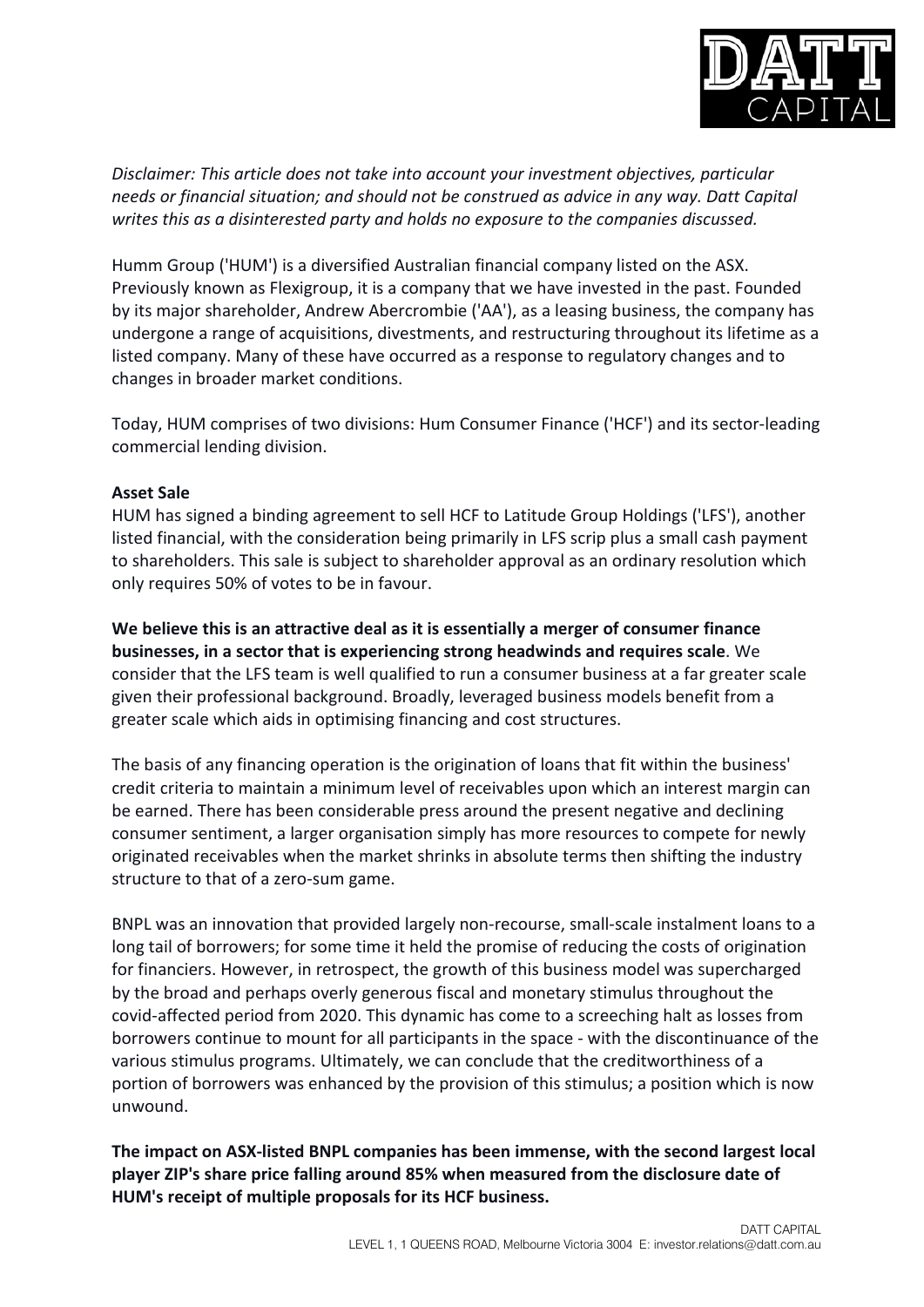*Disclaimer: This article does not take into account your investment objectives, particular needs or financial situation; and should not be construed as advice in any way. Datt Capital writes this as a disinterested party and holds no exposure to the companies discussed.*

Humm Group ('HUM') is a diversified Australian financial company listed on the ASX. Previously known as Flexigroup, it is a company that we have invested in the past. Founded by its major shareholder, Andrew Abercrombie ('AA'), as a leasing business, the company has undergone a range of acquisitions, divestments, and restructuring throughout its lifetime as a listed company. Many of these have occurred as a response to regulatory changes and to changes in broader market conditions.

Today, HUM comprises of two divisions: Hum Consumer Finance ('HCF') and its sector-leading commercial lending division.

**Asset Sale**

HUM has signed a binding agreement to sell HCF to Latitude Group Holdings ('LFS'), another listed financial, with the consideration being primarily in LFS scrip plus a small cash payment to shareholders. This sale is subject to shareholder approval as an ordinary resolution which only requires 50% of votes to be in favour.

**We believe this is an attractive deal as it is essentially a merger of consumer finance businesses, in a sector that is experiencing strong headwinds and requires scale**. We consider that the LFS team is well qualified to run a consumer business at a far greater scale given their professional background. Broadly, leveraged business models benefit from a greater scale which aids in optimising financing and cost structures.

The basis of any financing operation is the origination of loans that fit within the business' credit criteria to maintain a minimum level of receivables upon which an interest margin can be earned. There has been considerable press around the present negative and declining consumer sentiment, a larger organisation simply has more resources to compete for newly originated receivables when the market shrinks in absolute terms then shifting the industry structure to that of a zero-sum game.

BNPL was an innovation that provided largely non-recourse, small-scale instalment loans to a long tail of borrowers; for some time it held the promise of reducing the costs of origination for financiers. However, in retrospect, the growth of this business model was supercharged by the broad and perhaps overly generous fiscal and monetary stimulus throughout the covid-affected period from 2020. This dynamic has come to a screeching halt as losses from borrowers continue to mount for all participants in the space - with the discontinuance of the various stimulus programs. Ultimately, we can conclude that the creditworthiness of a portion of borrowers was enhanced by the provision of this stimulus; a position which is now unwound.

**The impact on ASX-listed BNPL companies has been immense, with the second largest local player ZIP's share price falling around 85% when measured from the disclosure date of HUM's receipt of multiple proposals for its HCF business.**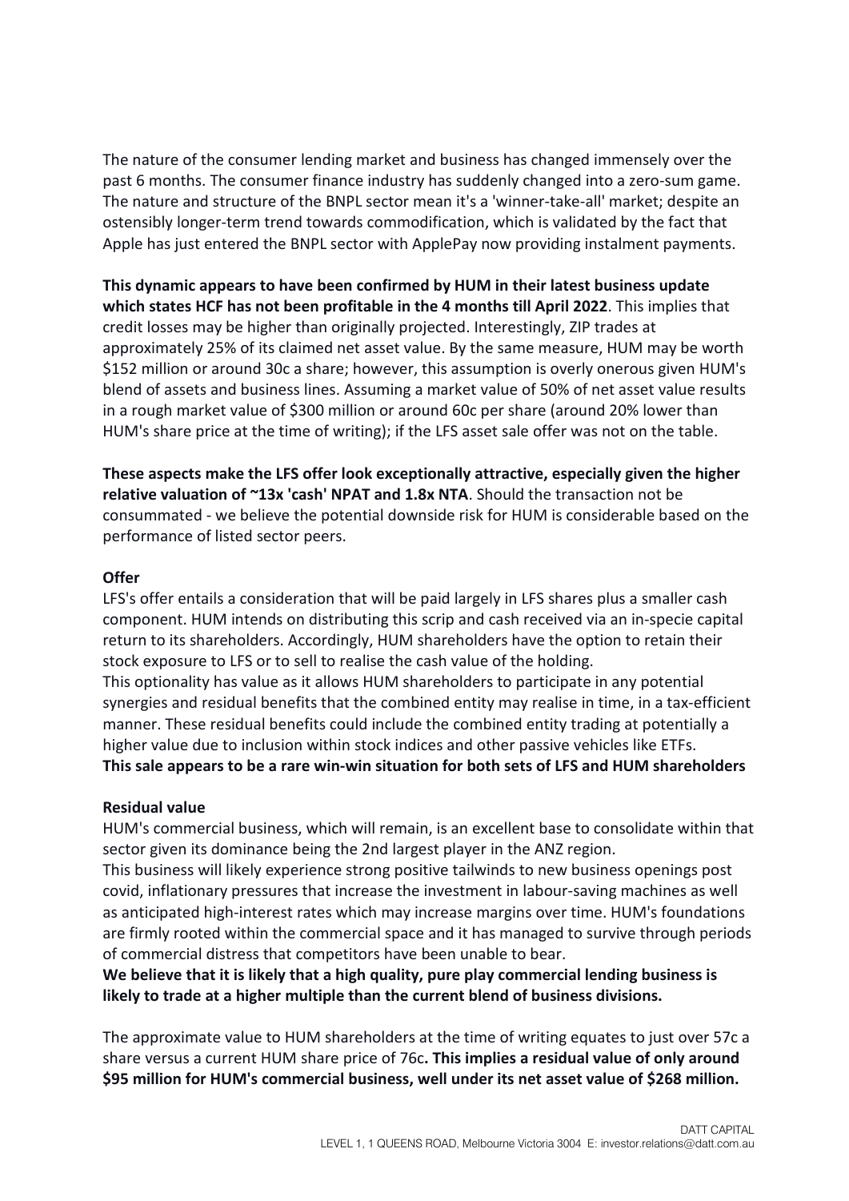The nature of the consumer lending market and business has changed immensely over the past 6 months. The consumer finance industry has suddenly changed into a zero-sum game. The nature and structure of the BNPL sector mean it's a 'winner-take-all' market; despite an ostensibly longer-term trend towards commodification, which is validated by the fact that Apple has just entered the BNPL sector with ApplePay now providing instalment payments.

**This dynamic appears to have been confirmed by HUM in their latest business update which states HCF has not been profitable in the 4 months till April 2022**. This implies that credit losses may be higher than originally projected. Interestingly, ZIP trades at approximately 25% of its claimed net asset value. By the same measure, HUM may be worth $152 million or around 30c a share; however, this assumption is overly onerous given HUM's blend of assets and business lines. Assuming a market value of 50% of net asset value results in a rough market value of $300 million or around 60c per share (around 20% lower than HUM's share price at the time of writing); if the LFS asset sale offer was not on the table.

**These aspects make the LFS offer look exceptionally attractive, especially given the higher relative valuation of ~13x 'cash' NPAT and 1.8x NTA**. Should the transaction not be consummated - we believe the potential downside risk for HUM is considerable based on the performance of listed sector peers.

**Offer**

LFS's offer entails a consideration that will be paid largely in LFS shares plus a smaller cash component. HUM intends on distributing this scrip and cash received via an in-specie capital return to its shareholders. Accordingly, HUM shareholders have the option to retain their stock exposure to LFS or to sell to realise the cash value of the holding.

This optionality has value as it allows HUM shareholders to participate in any potential synergies and residual benefits that the combined entity may realise in time, in a tax-efficient manner. These residual benefits could include the combined entity trading at potentially a higher value due to inclusion within stock indices and other passive vehicles like ETFs.

**This sale appears to be a rare win-win situation for both sets of LFS and HUM shareholders**

**Residual value**

HUM's commercial business, which will remain, is an excellent base to consolidate within that sector given its dominance being the 2nd largest player in the ANZ region.

This business will likely experience strong positive tailwinds to new business openings post covid, inflationary pressures that increase the investment in labour-saving machines as well as anticipated high-interest rates which may increase margins over time. HUM's foundations are firmly rooted within the commercial space and it has managed to survive through periods of commercial distress that competitors have been unable to bear.

**We believe that it is likely that a high quality, pure play commercial lending business is likely to trade at a higher multiple than the current blend of business divisions.**

The approximate value to HUM shareholders at the time of writing equates to just over 57c a share versus a current HUM share price of 76c**. This implies a residual value of only around $95 million for HUM's commercial business, well under its net asset value of $268 million.**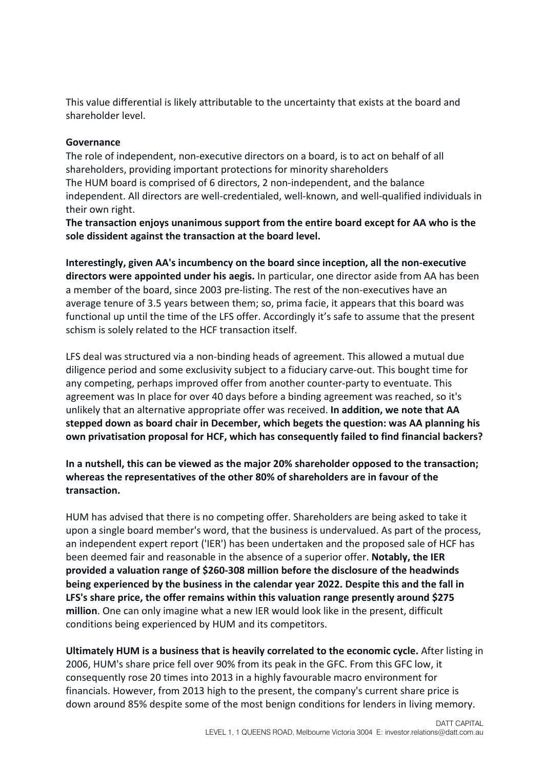This value differential is likely attributable to the uncertainty that exists at the board and shareholder level.

**Governance**

The role of independent, non-executive directors on a board, is to act on behalf of all shareholders, providing important protections for minority shareholders

The HUM board is comprised of 6 directors, 2 non-independent, and the balance independent. All directors are well-credentialed, well-known, and well-qualified individuals in their own right.

**The transaction enjoys unanimous support from the entire board except for AA who is the sole dissident against the transaction at the board level.**

**Interestingly, given AA's incumbency on the board since inception, all the non-executive directors were appointed under his aegis.** In particular, one director aside from AA has been a member of the board, since 2003 pre-listing. The rest of the non-executives have an average tenure of 3.5 years between them; so, prima facie, it appears that this board was functional up until the time of the LFS offer. Accordingly it's safe to assume that the present schism is solely related to the HCF transaction itself.

LFS deal was structured via a non-binding heads of agreement. This allowed a mutual due diligence period and some exclusivity subject to a fiduciary carve-out. This bought time for any competing, perhaps improved offer from another counter-party to eventuate. This agreement was In place for over 40 days before a binding agreement was reached, so it's unlikely that an alternative appropriate offer was received. **In addition, we note that AA stepped down as board chair in December, which begets the question: was AA planning his own privatisation proposal for HCF, which has consequently failed to find financial backers?**

**In a nutshell, this can be viewed as the major 20% shareholder opposed to the transaction; whereas the representatives of the other 80% of shareholders are in favour of the transaction.**

HUM has advised that there is no competing offer. Shareholders are being asked to take it upon a single board member's word, that the business is undervalued. As part of the process, an independent expert report ('IER') has been undertaken and the proposed sale of HCF has been deemed fair and reasonable in the absence of a superior offer. **Notably, the IER provided a valuation range of $260-308 million before the disclosure of the headwinds being experienced by the business in the calendar year 2022. Despite this and the fall in LFS's share price, the offer remains within this valuation range presently around $275 million**. One can only imagine what a new IER would look like in the present, difficult conditions being experienced by HUM and its competitors.

**Ultimately HUM is a business that is heavily correlated to the economic cycle.** After listing in 2006, HUM's share price fell over 90% from its peak in the GFC. From this GFC low, it consequently rose 20 times into 2013 in a highly favourable macro environment for financials. However, from 2013 high to the present, the company's current share price is down around 85% despite some of the most benign conditions for lenders in living memory.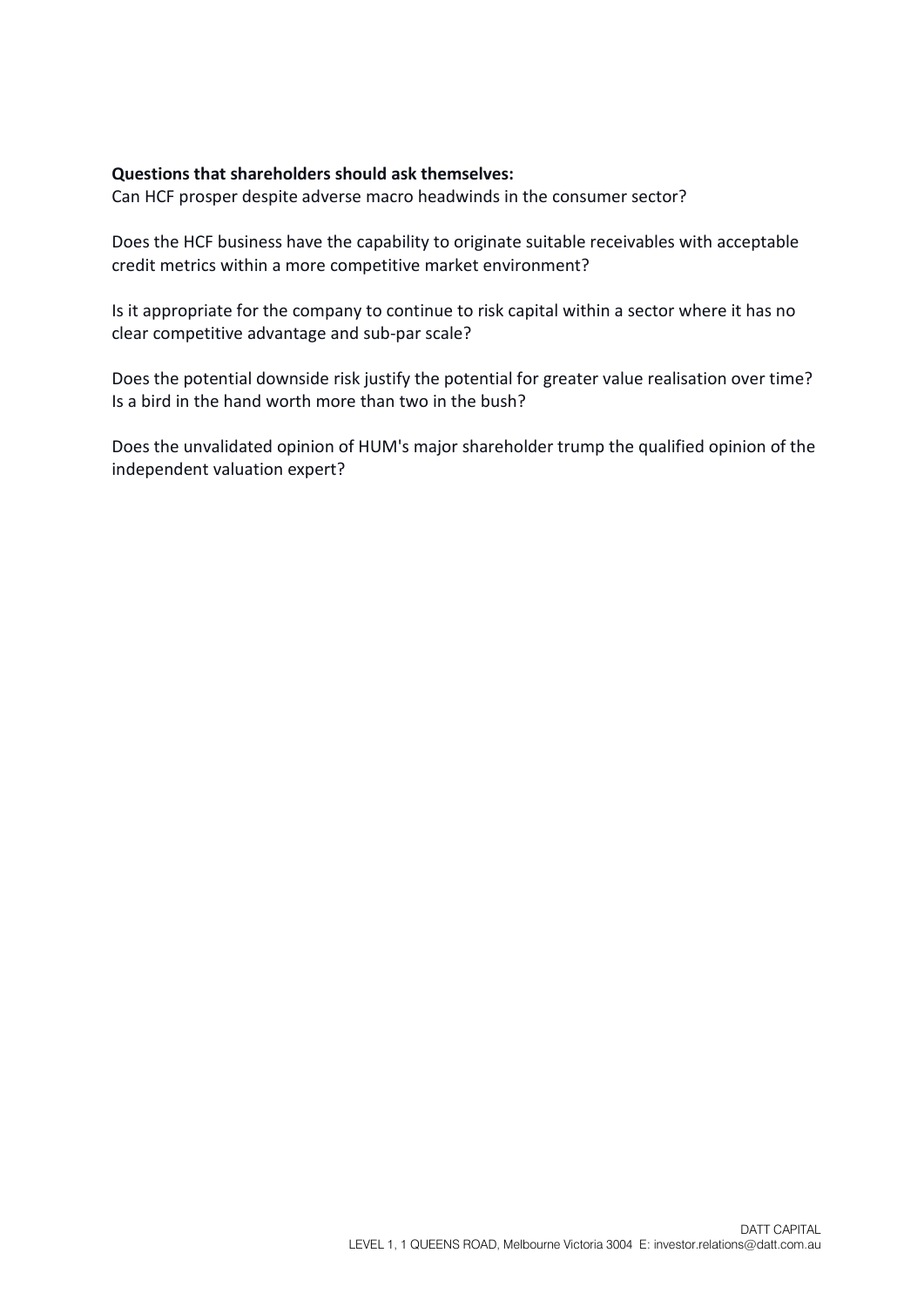**Questions that shareholders should ask themselves:**

Can HCF prosper despite adverse macro headwinds in the consumer sector?

Does the HCF business have the capability to originate suitable receivables with acceptable credit metrics within a more competitive market environment?

Is it appropriate for the company to continue to risk capital within a sector where it has no clear competitive advantage and sub-par scale?

Does the potential downside risk justify the potential for greater value realisation over time? Is a bird in the hand worth more than two in the bush?

Does the unvalidated opinion of HUM's major shareholder trump the qualified opinion of the independent valuation expert?